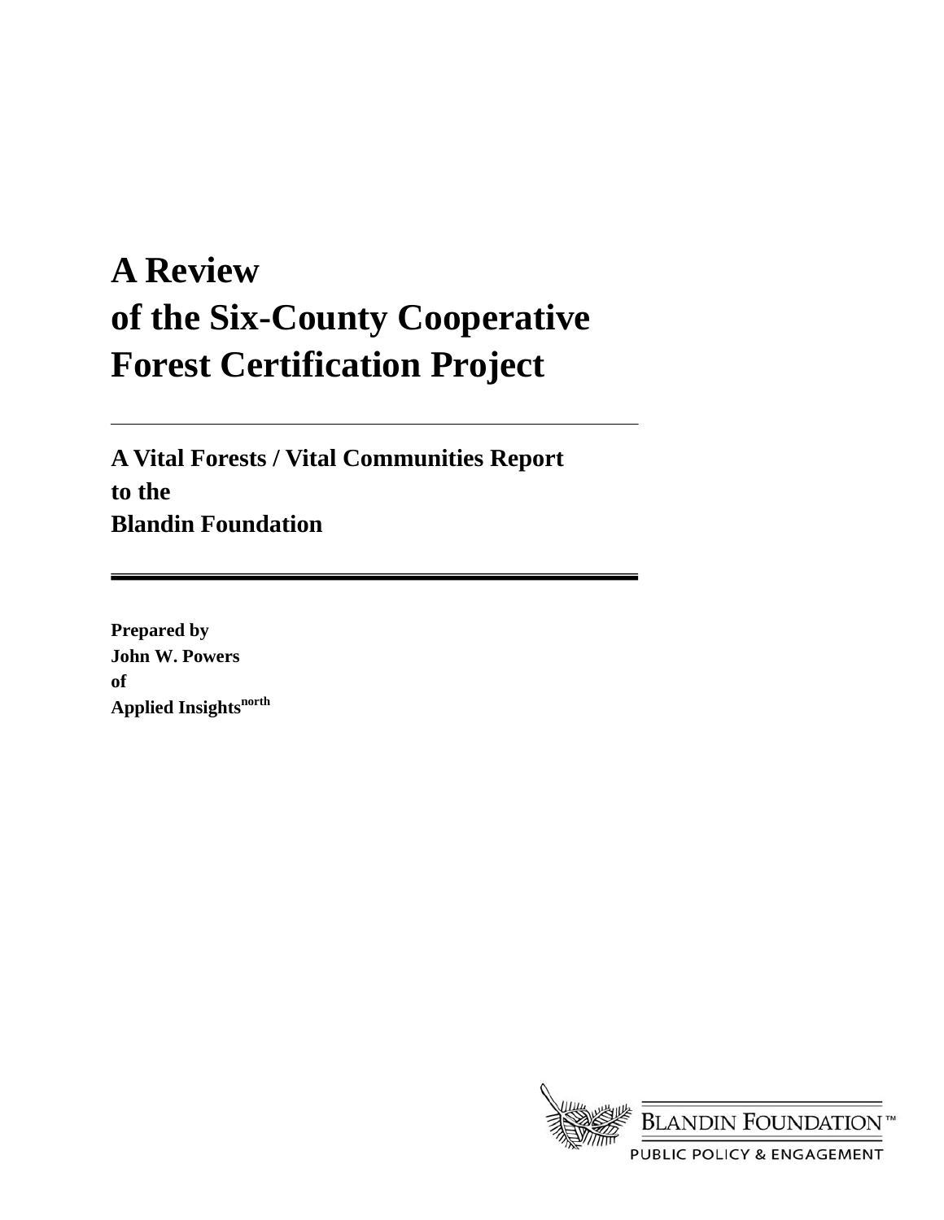# A Review of the Six-County Cooperative Forest Certification Project

---

## A Vital Forests / Vital Communities Report to the Blandin Foundation

---

**Prepared by**
**John W. Powers**
**of**
**Applied Insights[north]**

BLANDIN FOUNDATION™
PUBLIC POLICY & ENGAGEMENT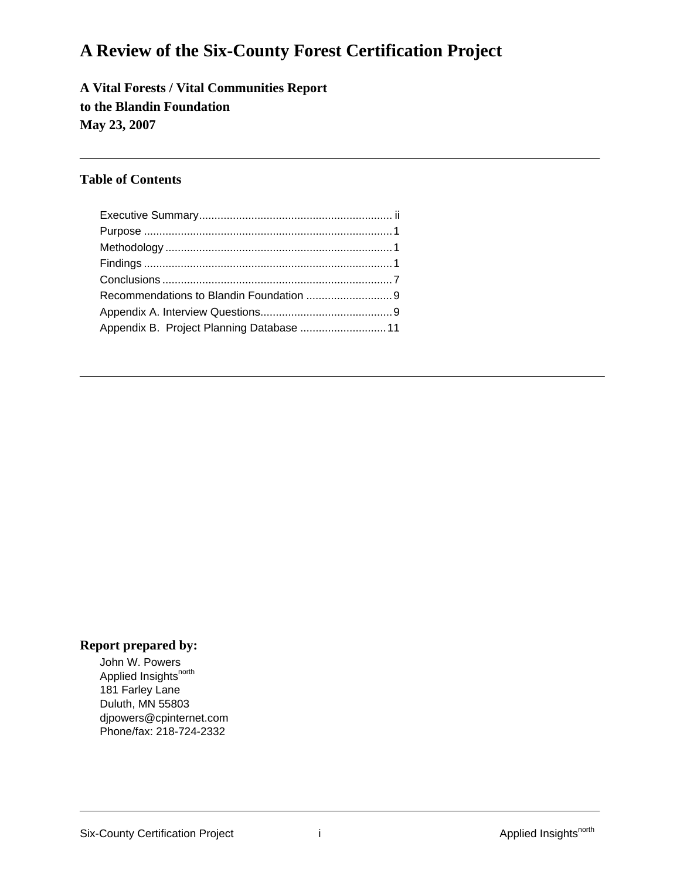# A Review of the Six-County Forest Certification Project

**A Vital Forests / Vital Communities Report**
**to the Blandin Foundation**
**May 23, 2007**

---

### Table of Contents

Executive Summary............................................................. ii
Purpose ............................................................................. 1
Methodology ....................................................................... 1
Findings ............................................................................. 1
Conclusions ........................................................................ 7
Recommendations to Blandin Foundation ........................... 9
Appendix A. Interview Questions.......................................... 9
Appendix B. Project Planning Database ........................... 11

---

**Report prepared by:**

John W. Powers
Applied Insights[north]
181 Farley Lane
Duluth, MN 55803
djpowers@cpinternet.com
Phone/fax: 218-724-2332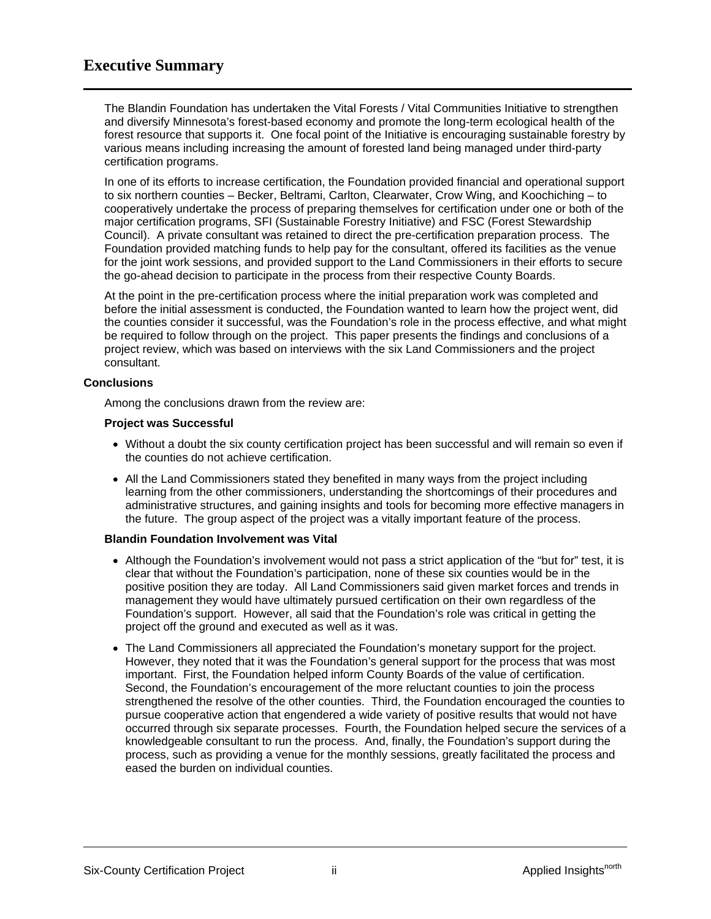# Executive Summary

The Blandin Foundation has undertaken the Vital Forests / Vital Communities Initiative to strengthen and diversify Minnesota's forest-based economy and promote the long-term ecological health of the forest resource that supports it. One focal point of the Initiative is encouraging sustainable forestry by various means including increasing the amount of forested land being managed under third-party certification programs.

In one of its efforts to increase certification, the Foundation provided financial and operational support to six northern counties – Becker, Beltrami, Carlton, Clearwater, Crow Wing, and Koochiching – to cooperatively undertake the process of preparing themselves for certification under one or both of the major certification programs, SFI (Sustainable Forestry Initiative) and FSC (Forest Stewardship Council). A private consultant was retained to direct the pre-certification preparation process. The Foundation provided matching funds to help pay for the consultant, offered its facilities as the venue for the joint work sessions, and provided support to the Land Commissioners in their efforts to secure the go-ahead decision to participate in the process from their respective County Boards.

At the point in the pre-certification process where the initial preparation work was completed and before the initial assessment is conducted, the Foundation wanted to learn how the project went, did the counties consider it successful, was the Foundation's role in the process effective, and what might be required to follow through on the project. This paper presents the findings and conclusions of a project review, which was based on interviews with the six Land Commissioners and the project consultant.

## Conclusions

Among the conclusions drawn from the review are:

### Project was Successful

- Without a doubt the six county certification project has been successful and will remain so even if the counties do not achieve certification.
- All the Land Commissioners stated they benefited in many ways from the project including learning from the other commissioners, understanding the shortcomings of their procedures and administrative structures, and gaining insights and tools for becoming more effective managers in the future. The group aspect of the project was a vitally important feature of the process.

### Blandin Foundation Involvement was Vital

- Although the Foundation's involvement would not pass a strict application of the "but for" test, it is clear that without the Foundation's participation, none of these six counties would be in the positive position they are today. All Land Commissioners said given market forces and trends in management they would have ultimately pursued certification on their own regardless of the Foundation's support. However, all said that the Foundation's role was critical in getting the project off the ground and executed as well as it was.
- The Land Commissioners all appreciated the Foundation's monetary support for the project. However, they noted that it was the Foundation's general support for the process that was most important. First, the Foundation helped inform County Boards of the value of certification. Second, the Foundation's encouragement of the more reluctant counties to join the process strengthened the resolve of the other counties. Third, the Foundation encouraged the counties to pursue cooperative action that engendered a wide variety of positive results that would not have occurred through six separate processes. Fourth, the Foundation helped secure the services of a knowledgeable consultant to run the process. And, finally, the Foundation's support during the process, such as providing a venue for the monthly sessions, greatly facilitated the process and eased the burden on individual counties.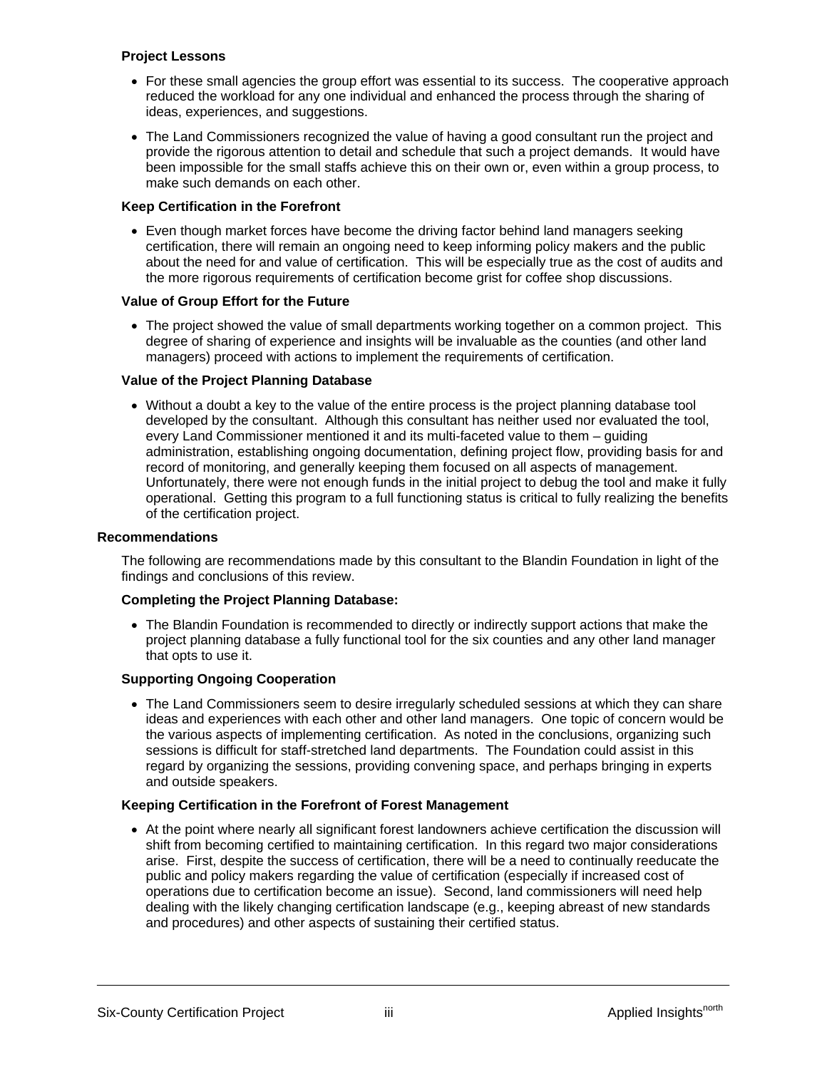#### Project Lessons

- For these small agencies the group effort was essential to its success. The cooperative approach reduced the workload for any one individual and enhanced the process through the sharing of ideas, experiences, and suggestions.
- The Land Commissioners recognized the value of having a good consultant run the project and provide the rigorous attention to detail and schedule that such a project demands. It would have been impossible for the small staffs achieve this on their own or, even within a group process, to make such demands on each other.

#### Keep Certification in the Forefront

- Even though market forces have become the driving factor behind land managers seeking certification, there will remain an ongoing need to keep informing policy makers and the public about the need for and value of certification. This will be especially true as the cost of audits and the more rigorous requirements of certification become grist for coffee shop discussions.

#### Value of Group Effort for the Future

- The project showed the value of small departments working together on a common project. This degree of sharing of experience and insights will be invaluable as the counties (and other land managers) proceed with actions to implement the requirements of certification.

#### Value of the Project Planning Database

- Without a doubt a key to the value of the entire process is the project planning database tool developed by the consultant. Although this consultant has neither used nor evaluated the tool, every Land Commissioner mentioned it and its multi-faceted value to them – guiding administration, establishing ongoing documentation, defining project flow, providing basis for and record of monitoring, and generally keeping them focused on all aspects of management. Unfortunately, there were not enough funds in the initial project to debug the tool and make it fully operational. Getting this program to a full functioning status is critical to fully realizing the benefits of the certification project.

### Recommendations

The following are recommendations made by this consultant to the Blandin Foundation in light of the findings and conclusions of this review.

#### Completing the Project Planning Database:

- The Blandin Foundation is recommended to directly or indirectly support actions that make the project planning database a fully functional tool for the six counties and any other land manager that opts to use it.

#### Supporting Ongoing Cooperation

- The Land Commissioners seem to desire irregularly scheduled sessions at which they can share ideas and experiences with each other and other land managers. One topic of concern would be the various aspects of implementing certification. As noted in the conclusions, organizing such sessions is difficult for staff-stretched land departments. The Foundation could assist in this regard by organizing the sessions, providing convening space, and perhaps bringing in experts and outside speakers.

#### Keeping Certification in the Forefront of Forest Management

- At the point where nearly all significant forest landowners achieve certification the discussion will shift from becoming certified to maintaining certification. In this regard two major considerations arise. First, despite the success of certification, there will be a need to continually reeducate the public and policy makers regarding the value of certification (especially if increased cost of operations due to certification become an issue). Second, land commissioners will need help dealing with the likely changing certification landscape (e.g., keeping abreast of new standards and procedures) and other aspects of sustaining their certified status.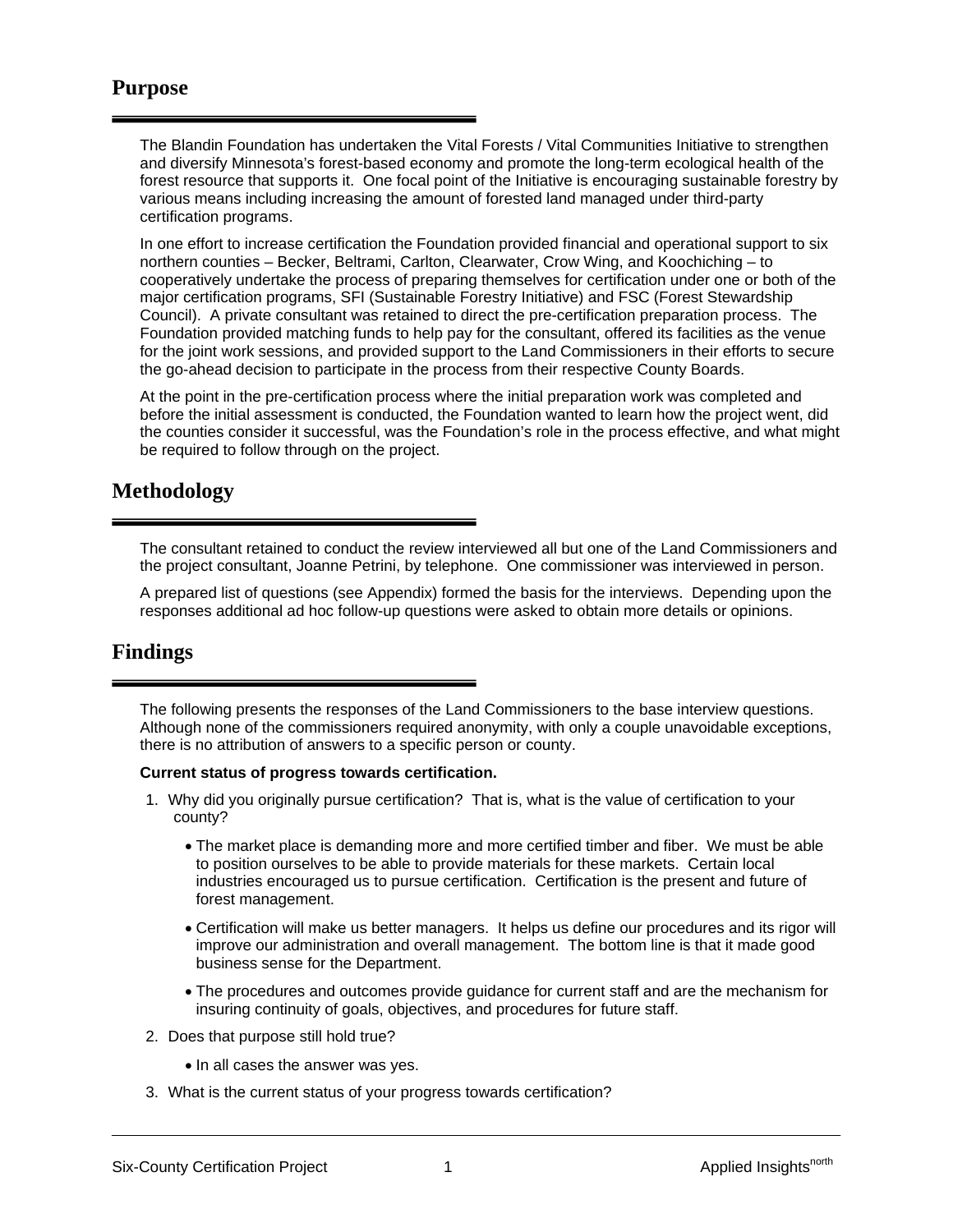## Purpose

The Blandin Foundation has undertaken the Vital Forests / Vital Communities Initiative to strengthen and diversify Minnesota's forest-based economy and promote the long-term ecological health of the forest resource that supports it. One focal point of the Initiative is encouraging sustainable forestry by various means including increasing the amount of forested land managed under third-party certification programs.

In one effort to increase certification the Foundation provided financial and operational support to six northern counties – Becker, Beltrami, Carlton, Clearwater, Crow Wing, and Koochiching – to cooperatively undertake the process of preparing themselves for certification under one or both of the major certification programs, SFI (Sustainable Forestry Initiative) and FSC (Forest Stewardship Council). A private consultant was retained to direct the pre-certification preparation process. The Foundation provided matching funds to help pay for the consultant, offered its facilities as the venue for the joint work sessions, and provided support to the Land Commissioners in their efforts to secure the go-ahead decision to participate in the process from their respective County Boards.

At the point in the pre-certification process where the initial preparation work was completed and before the initial assessment is conducted, the Foundation wanted to learn how the project went, did the counties consider it successful, was the Foundation's role in the process effective, and what might be required to follow through on the project.

## Methodology

The consultant retained to conduct the review interviewed all but one of the Land Commissioners and the project consultant, Joanne Petrini, by telephone. One commissioner was interviewed in person.

A prepared list of questions (see Appendix) formed the basis for the interviews. Depending upon the responses additional ad hoc follow-up questions were asked to obtain more details or opinions.

## Findings

The following presents the responses of the Land Commissioners to the base interview questions. Although none of the commissioners required anonymity, with only a couple unavoidable exceptions, there is no attribution of answers to a specific person or county.

**Current status of progress towards certification.**

1. Why did you originally pursue certification? That is, what is the value of certification to your county?
   - The market place is demanding more and more certified timber and fiber. We must be able to position ourselves to be able to provide materials for these markets. Certain local industries encouraged us to pursue certification. Certification is the present and future of forest management.
   - Certification will make us better managers. It helps us define our procedures and its rigor will improve our administration and overall management. The bottom line is that it made good business sense for the Department.
   - The procedures and outcomes provide guidance for current staff and are the mechanism for insuring continuity of goals, objectives, and procedures for future staff.
2. Does that purpose still hold true?
   - In all cases the answer was yes.
3. What is the current status of your progress towards certification?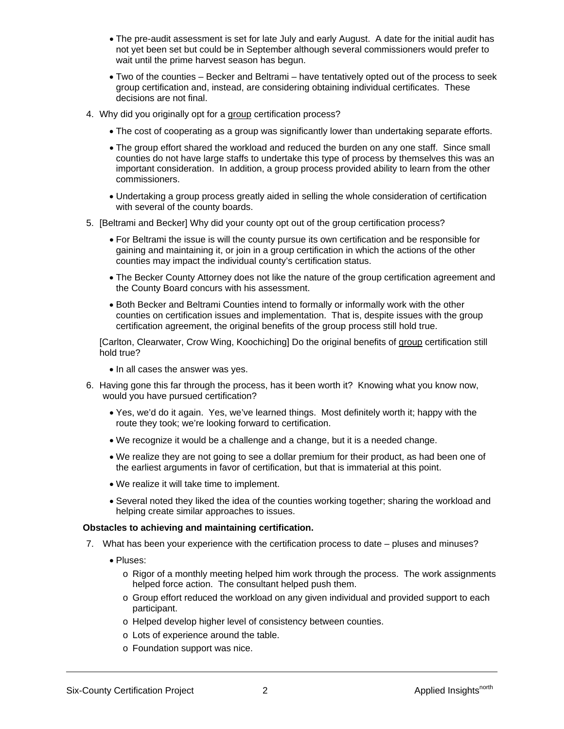- The pre-audit assessment is set for late July and early August. A date for the initial audit has not yet been set but could be in September although several commissioners would prefer to wait until the prime harvest season has begun.
- Two of the counties – Becker and Beltrami – have tentatively opted out of the process to seek group certification and, instead, are considering obtaining individual certificates. These decisions are not final.

4. Why did you originally opt for a <u>group</u> certification process?
   - The cost of cooperating as a group was significantly lower than undertaking separate efforts.
   - The group effort shared the workload and reduced the burden on any one staff. Since small counties do not have large staffs to undertake this type of process by themselves this was an important consideration. In addition, a group process provided ability to learn from the other commissioners.
   - Undertaking a group process greatly aided in selling the whole consideration of certification with several of the county boards.

5. [Beltrami and Becker] Why did your county opt out of the group certification process?
   - For Beltrami the issue is will the county pursue its own certification and be responsible for gaining and maintaining it, or join in a group certification in which the actions of the other counties may impact the individual county's certification status.
   - The Becker County Attorney does not like the nature of the group certification agreement and the County Board concurs with his assessment.
   - Both Becker and Beltrami Counties intend to formally or informally work with the other counties on certification issues and implementation. That is, despite issues with the group certification agreement, the original benefits of the group process still hold true.

   [Carlton, Clearwater, Crow Wing, Koochiching] Do the original benefits of <u>group</u> certification still hold true?
   - In all cases the answer was yes.

6. Having gone this far through the process, has it been worth it? Knowing what you know now, would you have pursued certification?
   - Yes, we'd do it again. Yes, we've learned things. Most definitely worth it; happy with the route they took; we're looking forward to certification.
   - We recognize it would be a challenge and a change, but it is a needed change.
   - We realize they are not going to see a dollar premium for their product, as had been one of the earliest arguments in favor of certification, but that is immaterial at this point.
   - We realize it will take time to implement.
   - Several noted they liked the idea of the counties working together; sharing the workload and helping create similar approaches to issues.

**Obstacles to achieving and maintaining certification.**

7. What has been your experience with the certification process to date – pluses and minuses?
   - Pluses:
     - Rigor of a monthly meeting helped him work through the process. The work assignments helped force action. The consultant helped push them.
     - Group effort reduced the workload on any given individual and provided support to each participant.
     - Helped develop higher level of consistency between counties.
     - Lots of experience around the table.
     - Foundation support was nice.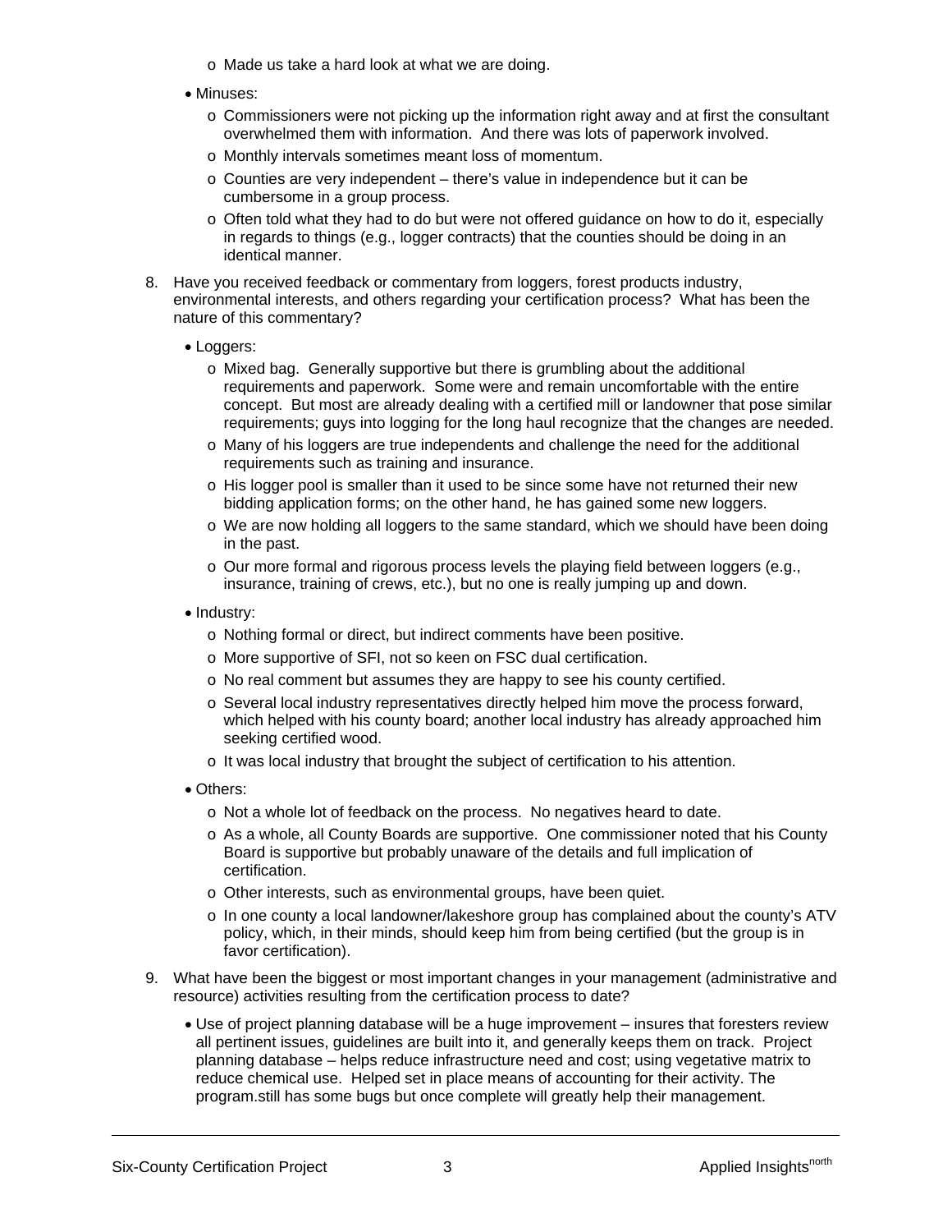- Made us take a hard look at what we are doing.

- Minuses:
  - Commissioners were not picking up the information right away and at first the consultant overwhelmed them with information. And there was lots of paperwork involved.
  - Monthly intervals sometimes meant loss of momentum.
  - Counties are very independent – there's value in independence but it can be cumbersome in a group process.
  - Often told what they had to do but were not offered guidance on how to do it, especially in regards to things (e.g., logger contracts) that the counties should be doing in an identical manner.

8. Have you received feedback or commentary from loggers, forest products industry, environmental interests, and others regarding your certification process? What has been the nature of this commentary?

   - Loggers:
     - Mixed bag. Generally supportive but there is grumbling about the additional requirements and paperwork. Some were and remain uncomfortable with the entire concept. But most are already dealing with a certified mill or landowner that pose similar requirements; guys into logging for the long haul recognize that the changes are needed.
     - Many of his loggers are true independents and challenge the need for the additional requirements such as training and insurance.
     - His logger pool is smaller than it used to be since some have not returned their new bidding application forms; on the other hand, he has gained some new loggers.
     - We are now holding all loggers to the same standard, which we should have been doing in the past.
     - Our more formal and rigorous process levels the playing field between loggers (e.g., insurance, training of crews, etc.), but no one is really jumping up and down.

   - Industry:
     - Nothing formal or direct, but indirect comments have been positive.
     - More supportive of SFI, not so keen on FSC dual certification.
     - No real comment but assumes they are happy to see his county certified.
     - Several local industry representatives directly helped him move the process forward, which helped with his county board; another local industry has already approached him seeking certified wood.
     - It was local industry that brought the subject of certification to his attention.

   - Others:
     - Not a whole lot of feedback on the process. No negatives heard to date.
     - As a whole, all County Boards are supportive. One commissioner noted that his County Board is supportive but probably unaware of the details and full implication of certification.
     - Other interests, such as environmental groups, have been quiet.
     - In one county a local landowner/lakeshore group has complained about the county's ATV policy, which, in their minds, should keep him from being certified (but the group is in favor certification).

9. What have been the biggest or most important changes in your management (administrative and resource) activities resulting from the certification process to date?

   - Use of project planning database will be a huge improvement – insures that foresters review all pertinent issues, guidelines are built into it, and generally keeps them on track. Project planning database – helps reduce infrastructure need and cost; using vegetative matrix to reduce chemical use. Helped set in place means of accounting for their activity. The program.still has some bugs but once complete will greatly help their management.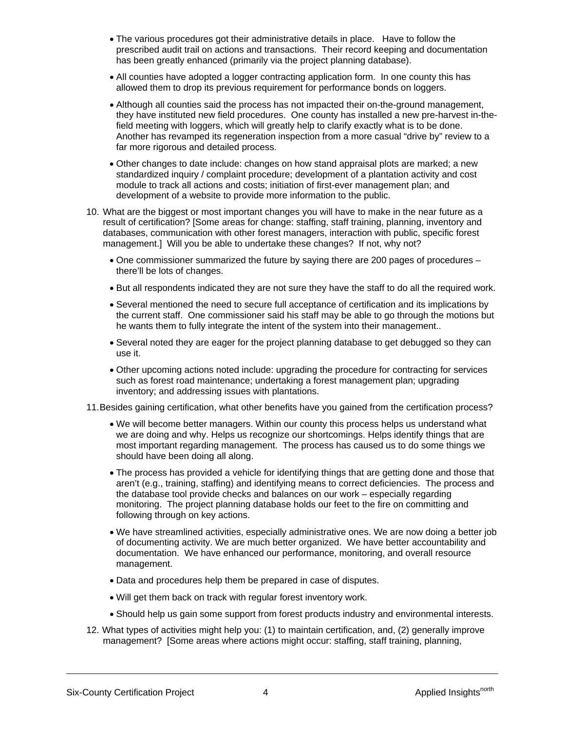- The various procedures got their administrative details in place. Have to follow the prescribed audit trail on actions and transactions. Their record keeping and documentation has been greatly enhanced (primarily via the project planning database).

- All counties have adopted a logger contracting application form. In one county this has allowed them to drop its previous requirement for performance bonds on loggers.

- Although all counties said the process has not impacted their on-the-ground management, they have instituted new field procedures. One county has installed a new pre-harvest in-the-field meeting with loggers, which will greatly help to clarify exactly what is to be done. Another has revamped its regeneration inspection from a more casual "drive by" review to a far more rigorous and detailed process.

- Other changes to date include: changes on how stand appraisal plots are marked; a new standardized inquiry / complaint procedure; development of a plantation activity and cost module to track all actions and costs; initiation of first-ever management plan; and development of a website to provide more information to the public.

10. What are the biggest or most important changes you will have to make in the near future as a result of certification? [Some areas for change: staffing, staff training, planning, inventory and databases, communication with other forest managers, interaction with public, specific forest management.] Will you be able to undertake these changes? If not, why not?

    - One commissioner summarized the future by saying there are 200 pages of procedures – there'll be lots of changes.

    - But all respondents indicated they are not sure they have the staff to do all the required work.

    - Several mentioned the need to secure full acceptance of certification and its implications by the current staff. One commissioner said his staff may be able to go through the motions but he wants them to fully integrate the intent of the system into their management..

    - Several noted they are eager for the project planning database to get debugged so they can use it.

    - Other upcoming actions noted include: upgrading the procedure for contracting for services such as forest road maintenance; undertaking a forest management plan; upgrading inventory; and addressing issues with plantations.

11. Besides gaining certification, what other benefits have you gained from the certification process?

    - We will become better managers. Within our county this process helps us understand what we are doing and why. Helps us recognize our shortcomings. Helps identify things that are most important regarding management. The process has caused us to do some things we should have been doing all along.

    - The process has provided a vehicle for identifying things that are getting done and those that aren't (e.g., training, staffing) and identifying means to correct deficiencies. The process and the database tool provide checks and balances on our work – especially regarding monitoring. The project planning database holds our feet to the fire on committing and following through on key actions.

    - We have streamlined activities, especially administrative ones. We are now doing a better job of documenting activity. We are much better organized. We have better accountability and documentation. We have enhanced our performance, monitoring, and overall resource management.

    - Data and procedures help them be prepared in case of disputes.

    - Will get them back on track with regular forest inventory work.

    - Should help us gain some support from forest products industry and environmental interests.

12. What types of activities might help you: (1) to maintain certification, and, (2) generally improve management? [Some areas where actions might occur: staffing, staff training, planning,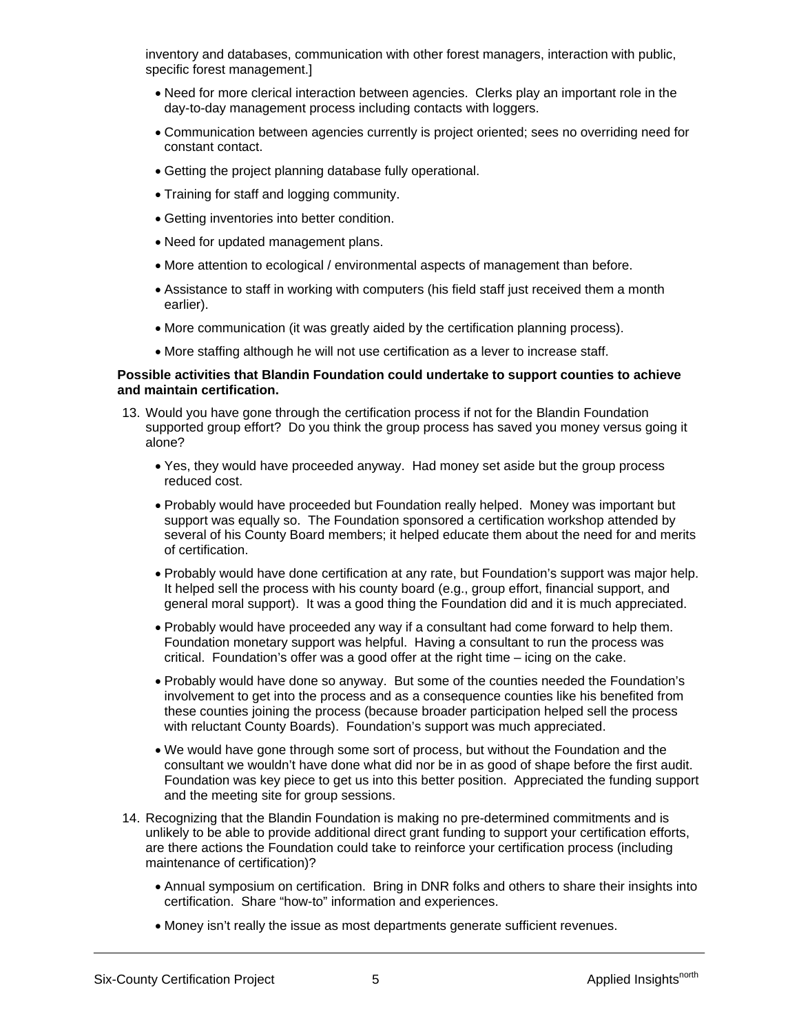inventory and databases, communication with other forest managers, interaction with public, specific forest management.]

- Need for more clerical interaction between agencies. Clerks play an important role in the day-to-day management process including contacts with loggers.
- Communication between agencies currently is project oriented; sees no overriding need for constant contact.
- Getting the project planning database fully operational.
- Training for staff and logging community.
- Getting inventories into better condition.
- Need for updated management plans.
- More attention to ecological / environmental aspects of management than before.
- Assistance to staff in working with computers (his field staff just received them a month earlier).
- More communication (it was greatly aided by the certification planning process).
- More staffing although he will not use certification as a lever to increase staff.

**Possible activities that Blandin Foundation could undertake to support counties to achieve and maintain certification.**

13. Would you have gone through the certification process if not for the Blandin Foundation supported group effort? Do you think the group process has saved you money versus going it alone?
    - Yes, they would have proceeded anyway. Had money set aside but the group process reduced cost.
    - Probably would have proceeded but Foundation really helped. Money was important but support was equally so. The Foundation sponsored a certification workshop attended by several of his County Board members; it helped educate them about the need for and merits of certification.
    - Probably would have done certification at any rate, but Foundation's support was major help. It helped sell the process with his county board (e.g., group effort, financial support, and general moral support). It was a good thing the Foundation did and it is much appreciated.
    - Probably would have proceeded any way if a consultant had come forward to help them. Foundation monetary support was helpful. Having a consultant to run the process was critical. Foundation's offer was a good offer at the right time – icing on the cake.
    - Probably would have done so anyway. But some of the counties needed the Foundation's involvement to get into the process and as a consequence counties like his benefited from these counties joining the process (because broader participation helped sell the process with reluctant County Boards). Foundation's support was much appreciated.
    - We would have gone through some sort of process, but without the Foundation and the consultant we wouldn't have done what did nor be in as good of shape before the first audit. Foundation was key piece to get us into this better position. Appreciated the funding support and the meeting site for group sessions.
14. Recognizing that the Blandin Foundation is making no pre-determined commitments and is unlikely to be able to provide additional direct grant funding to support your certification efforts, are there actions the Foundation could take to reinforce your certification process (including maintenance of certification)?
    - Annual symposium on certification. Bring in DNR folks and others to share their insights into certification. Share "how-to" information and experiences.
    - Money isn't really the issue as most departments generate sufficient revenues.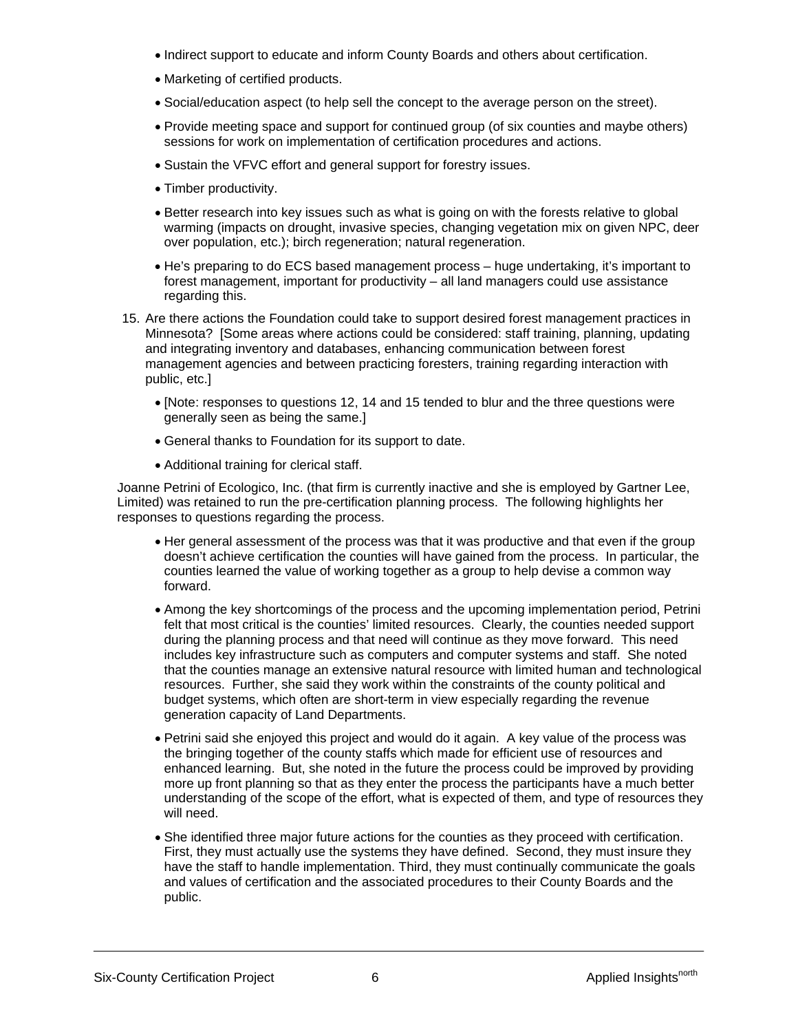- Indirect support to educate and inform County Boards and others about certification.
- Marketing of certified products.
- Social/education aspect (to help sell the concept to the average person on the street).
- Provide meeting space and support for continued group (of six counties and maybe others) sessions for work on implementation of certification procedures and actions.
- Sustain the VFVC effort and general support for forestry issues.
- Timber productivity.
- Better research into key issues such as what is going on with the forests relative to global warming (impacts on drought, invasive species, changing vegetation mix on given NPC, deer over population, etc.); birch regeneration; natural regeneration.
- He's preparing to do ECS based management process – huge undertaking, it's important to forest management, important for productivity – all land managers could use assistance regarding this.

15. Are there actions the Foundation could take to support desired forest management practices in Minnesota? [Some areas where actions could be considered: staff training, planning, updating and integrating inventory and databases, enhancing communication between forest management agencies and between practicing foresters, training regarding interaction with public, etc.]

    - [Note: responses to questions 12, 14 and 15 tended to blur and the three questions were generally seen as being the same.]
    - General thanks to Foundation for its support to date.
    - Additional training for clerical staff.

Joanne Petrini of Ecologico, Inc. (that firm is currently inactive and she is employed by Gartner Lee, Limited) was retained to run the pre-certification planning process. The following highlights her responses to questions regarding the process.

- Her general assessment of the process was that it was productive and that even if the group doesn't achieve certification the counties will have gained from the process. In particular, the counties learned the value of working together as a group to help devise a common way forward.
- Among the key shortcomings of the process and the upcoming implementation period, Petrini felt that most critical is the counties' limited resources. Clearly, the counties needed support during the planning process and that need will continue as they move forward. This need includes key infrastructure such as computers and computer systems and staff. She noted that the counties manage an extensive natural resource with limited human and technological resources. Further, she said they work within the constraints of the county political and budget systems, which often are short-term in view especially regarding the revenue generation capacity of Land Departments.
- Petrini said she enjoyed this project and would do it again. A key value of the process was the bringing together of the county staffs which made for efficient use of resources and enhanced learning. But, she noted in the future the process could be improved by providing more up front planning so that as they enter the process the participants have a much better understanding of the scope of the effort, what is expected of them, and type of resources they will need.
- She identified three major future actions for the counties as they proceed with certification. First, they must actually use the systems they have defined. Second, they must insure they have the staff to handle implementation. Third, they must continually communicate the goals and values of certification and the associated procedures to their County Boards and the public.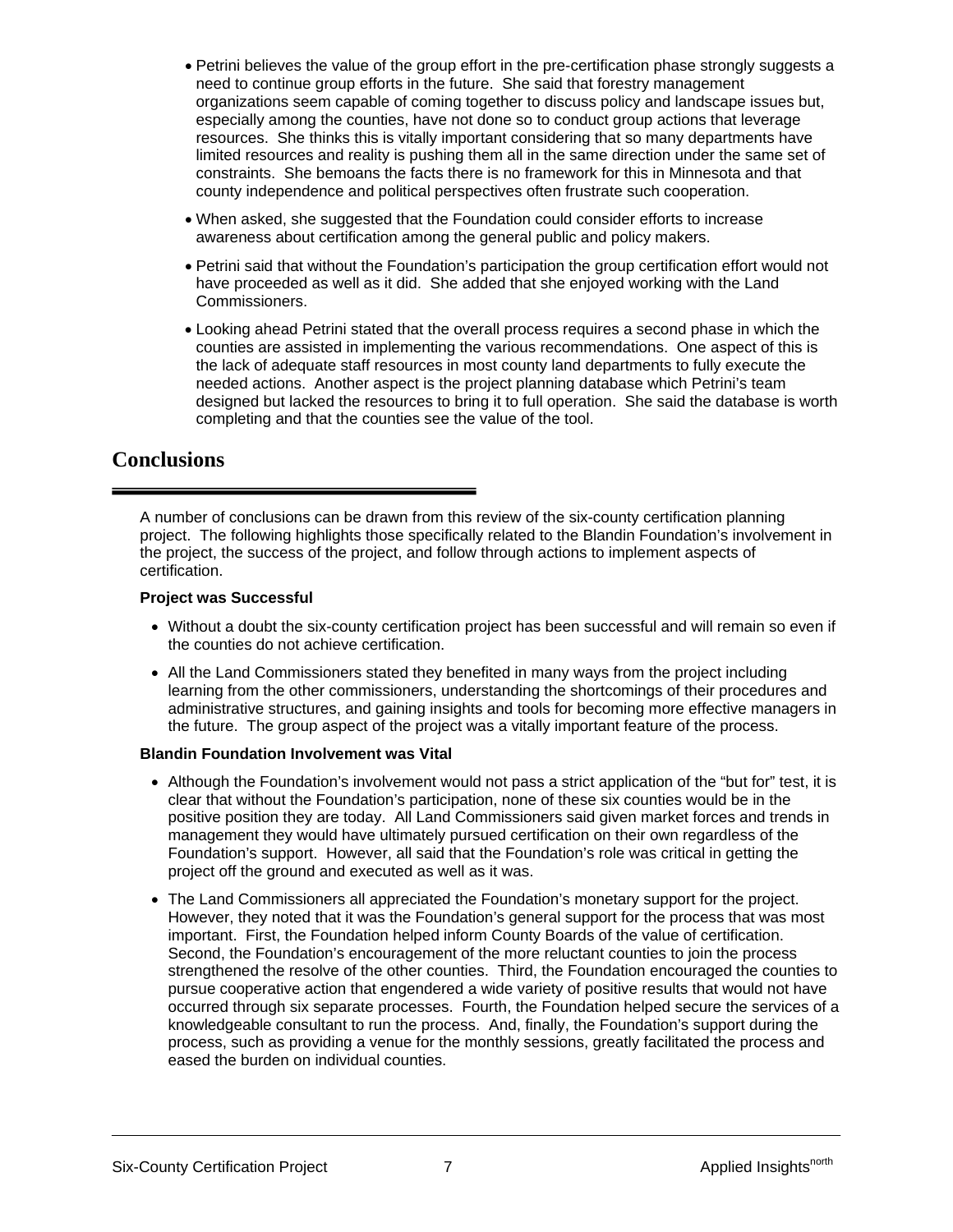- Petrini believes the value of the group effort in the pre-certification phase strongly suggests a need to continue group efforts in the future. She said that forestry management organizations seem capable of coming together to discuss policy and landscape issues but, especially among the counties, have not done so to conduct group actions that leverage resources. She thinks this is vitally important considering that so many departments have limited resources and reality is pushing them all in the same direction under the same set of constraints. She bemoans the facts there is no framework for this in Minnesota and that county independence and political perspectives often frustrate such cooperation.
- When asked, she suggested that the Foundation could consider efforts to increase awareness about certification among the general public and policy makers.
- Petrini said that without the Foundation's participation the group certification effort would not have proceeded as well as it did. She added that she enjoyed working with the Land Commissioners.
- Looking ahead Petrini stated that the overall process requires a second phase in which the counties are assisted in implementing the various recommendations. One aspect of this is the lack of adequate staff resources in most county land departments to fully execute the needed actions. Another aspect is the project planning database which Petrini's team designed but lacked the resources to bring it to full operation. She said the database is worth completing and that the counties see the value of the tool.

# Conclusions

A number of conclusions can be drawn from this review of the six-county certification planning project. The following highlights those specifically related to the Blandin Foundation's involvement in the project, the success of the project, and follow through actions to implement aspects of certification.

**Project was Successful**

- Without a doubt the six-county certification project has been successful and will remain so even if the counties do not achieve certification.
- All the Land Commissioners stated they benefited in many ways from the project including learning from the other commissioners, understanding the shortcomings of their procedures and administrative structures, and gaining insights and tools for becoming more effective managers in the future. The group aspect of the project was a vitally important feature of the process.

**Blandin Foundation Involvement was Vital**

- Although the Foundation's involvement would not pass a strict application of the "but for" test, it is clear that without the Foundation's participation, none of these six counties would be in the positive position they are today. All Land Commissioners said given market forces and trends in management they would have ultimately pursued certification on their own regardless of the Foundation's support. However, all said that the Foundation's role was critical in getting the project off the ground and executed as well as it was.
- The Land Commissioners all appreciated the Foundation's monetary support for the project. However, they noted that it was the Foundation's general support for the process that was most important. First, the Foundation helped inform County Boards of the value of certification. Second, the Foundation's encouragement of the more reluctant counties to join the process strengthened the resolve of the other counties. Third, the Foundation encouraged the counties to pursue cooperative action that engendered a wide variety of positive results that would not have occurred through six separate processes. Fourth, the Foundation helped secure the services of a knowledgeable consultant to run the process. And, finally, the Foundation's support during the process, such as providing a venue for the monthly sessions, greatly facilitated the process and eased the burden on individual counties.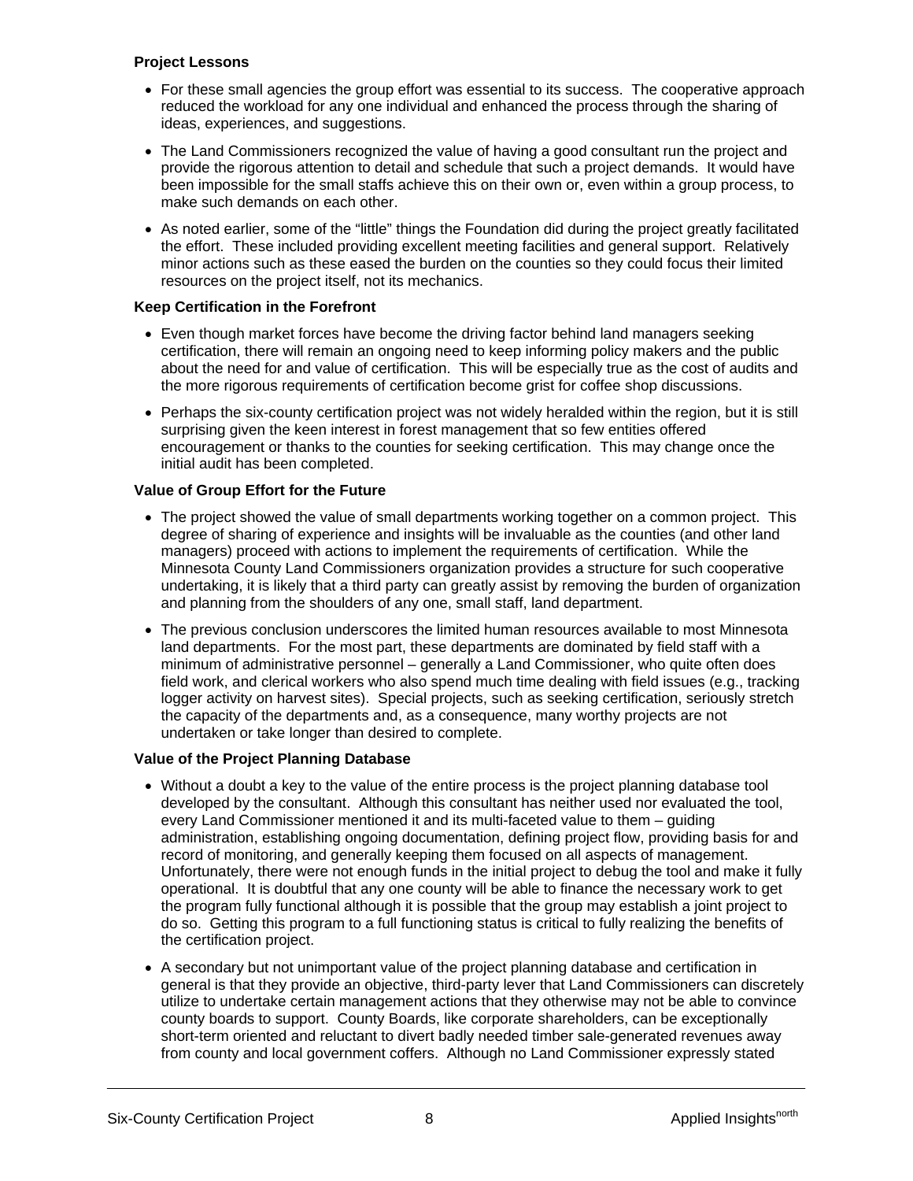**Project Lessons**

- For these small agencies the group effort was essential to its success. The cooperative approach reduced the workload for any one individual and enhanced the process through the sharing of ideas, experiences, and suggestions.
- The Land Commissioners recognized the value of having a good consultant run the project and provide the rigorous attention to detail and schedule that such a project demands. It would have been impossible for the small staffs achieve this on their own or, even within a group process, to make such demands on each other.
- As noted earlier, some of the "little" things the Foundation did during the project greatly facilitated the effort. These included providing excellent meeting facilities and general support. Relatively minor actions such as these eased the burden on the counties so they could focus their limited resources on the project itself, not its mechanics.

**Keep Certification in the Forefront**

- Even though market forces have become the driving factor behind land managers seeking certification, there will remain an ongoing need to keep informing policy makers and the public about the need for and value of certification. This will be especially true as the cost of audits and the more rigorous requirements of certification become grist for coffee shop discussions.
- Perhaps the six-county certification project was not widely heralded within the region, but it is still surprising given the keen interest in forest management that so few entities offered encouragement or thanks to the counties for seeking certification. This may change once the initial audit has been completed.

**Value of Group Effort for the Future**

- The project showed the value of small departments working together on a common project. This degree of sharing of experience and insights will be invaluable as the counties (and other land managers) proceed with actions to implement the requirements of certification. While the Minnesota County Land Commissioners organization provides a structure for such cooperative undertaking, it is likely that a third party can greatly assist by removing the burden of organization and planning from the shoulders of any one, small staff, land department.
- The previous conclusion underscores the limited human resources available to most Minnesota land departments. For the most part, these departments are dominated by field staff with a minimum of administrative personnel – generally a Land Commissioner, who quite often does field work, and clerical workers who also spend much time dealing with field issues (e.g., tracking logger activity on harvest sites). Special projects, such as seeking certification, seriously stretch the capacity of the departments and, as a consequence, many worthy projects are not undertaken or take longer than desired to complete.

**Value of the Project Planning Database**

- Without a doubt a key to the value of the entire process is the project planning database tool developed by the consultant. Although this consultant has neither used nor evaluated the tool, every Land Commissioner mentioned it and its multi-faceted value to them – guiding administration, establishing ongoing documentation, defining project flow, providing basis for and record of monitoring, and generally keeping them focused on all aspects of management. Unfortunately, there were not enough funds in the initial project to debug the tool and make it fully operational. It is doubtful that any one county will be able to finance the necessary work to get the program fully functional although it is possible that the group may establish a joint project to do so. Getting this program to a full functioning status is critical to fully realizing the benefits of the certification project.
- A secondary but not unimportant value of the project planning database and certification in general is that they provide an objective, third-party lever that Land Commissioners can discretely utilize to undertake certain management actions that they otherwise may not be able to convince county boards to support. County Boards, like corporate shareholders, can be exceptionally short-term oriented and reluctant to divert badly needed timber sale-generated revenues away from county and local government coffers. Although no Land Commissioner expressly stated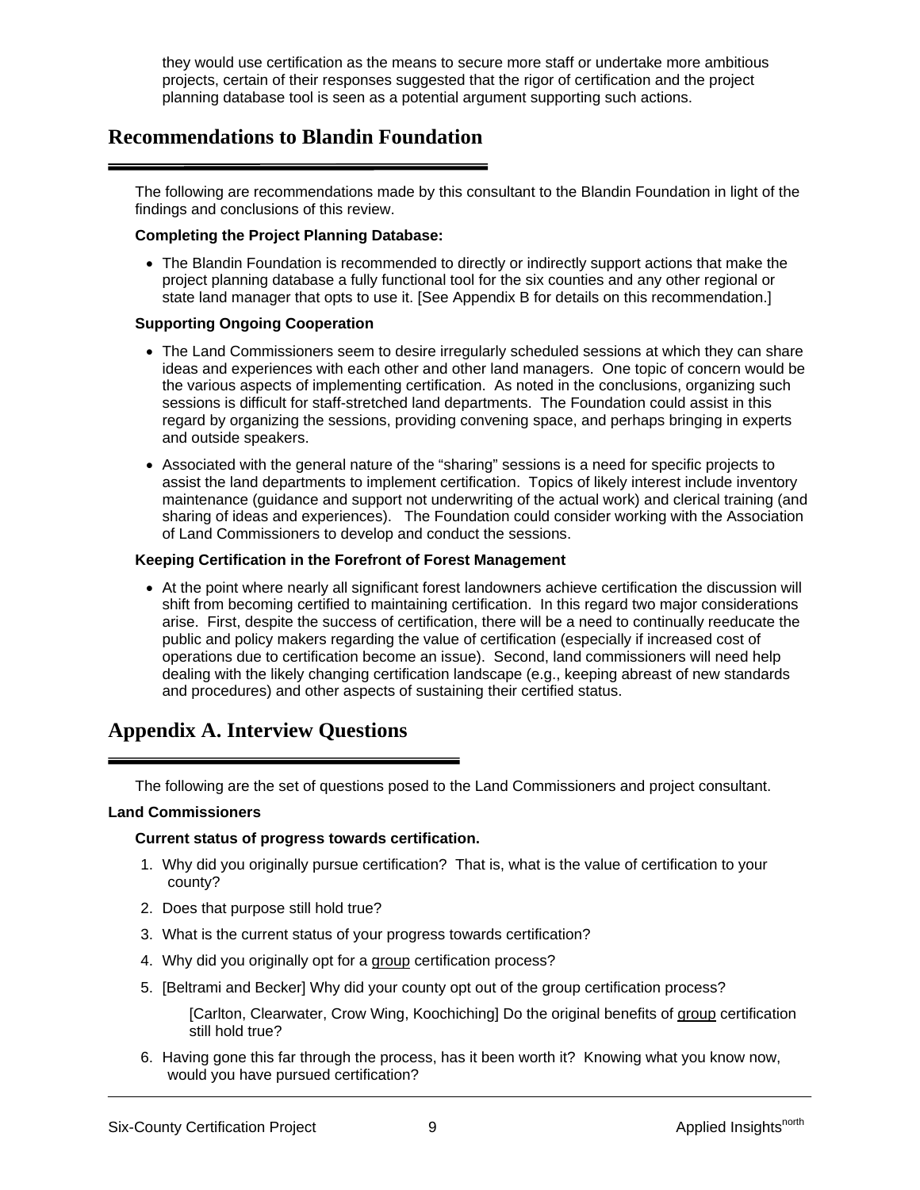they would use certification as the means to secure more staff or undertake more ambitious projects, certain of their responses suggested that the rigor of certification and the project planning database tool is seen as a potential argument supporting such actions.

## Recommendations to Blandin Foundation

The following are recommendations made by this consultant to the Blandin Foundation in light of the findings and conclusions of this review.

**Completing the Project Planning Database:**

- The Blandin Foundation is recommended to directly or indirectly support actions that make the project planning database a fully functional tool for the six counties and any other regional or state land manager that opts to use it. [See Appendix B for details on this recommendation.]

**Supporting Ongoing Cooperation**

- The Land Commissioners seem to desire irregularly scheduled sessions at which they can share ideas and experiences with each other and other land managers. One topic of concern would be the various aspects of implementing certification. As noted in the conclusions, organizing such sessions is difficult for staff-stretched land departments. The Foundation could assist in this regard by organizing the sessions, providing convening space, and perhaps bringing in experts and outside speakers.
- Associated with the general nature of the "sharing" sessions is a need for specific projects to assist the land departments to implement certification. Topics of likely interest include inventory maintenance (guidance and support not underwriting of the actual work) and clerical training (and sharing of ideas and experiences). The Foundation could consider working with the Association of Land Commissioners to develop and conduct the sessions.

**Keeping Certification in the Forefront of Forest Management**

- At the point where nearly all significant forest landowners achieve certification the discussion will shift from becoming certified to maintaining certification. In this regard two major considerations arise. First, despite the success of certification, there will be a need to continually reeducate the public and policy makers regarding the value of certification (especially if increased cost of operations due to certification become an issue). Second, land commissioners will need help dealing with the likely changing certification landscape (e.g., keeping abreast of new standards and procedures) and other aspects of sustaining their certified status.

## Appendix A. Interview Questions

The following are the set of questions posed to the Land Commissioners and project consultant.

**Land Commissioners**

**Current status of progress towards certification.**

1. Why did you originally pursue certification? That is, what is the value of certification to your county?
2. Does that purpose still hold true?
3. What is the current status of your progress towards certification?
4. Why did you originally opt for a group certification process?
5. [Beltrami and Becker] Why did your county opt out of the group certification process?

   [Carlton, Clearwater, Crow Wing, Koochiching] Do the original benefits of group certification still hold true?
6. Having gone this far through the process, has it been worth it? Knowing what you know now, would you have pursued certification?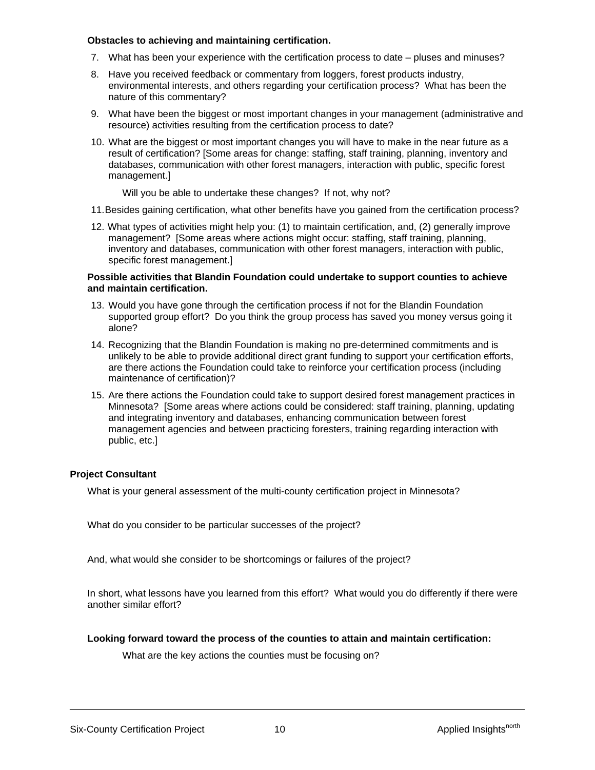**Obstacles to achieving and maintaining certification.**

7. What has been your experience with the certification process to date – pluses and minuses?

8. Have you received feedback or commentary from loggers, forest products industry, environmental interests, and others regarding your certification process? What has been the nature of this commentary?

9. What have been the biggest or most important changes in your management (administrative and resource) activities resulting from the certification process to date?

10. What are the biggest or most important changes you will have to make in the near future as a result of certification? [Some areas for change: staffing, staff training, planning, inventory and databases, communication with other forest managers, interaction with public, specific forest management.]

    Will you be able to undertake these changes? If not, why not?

11. Besides gaining certification, what other benefits have you gained from the certification process?

12. What types of activities might help you: (1) to maintain certification, and, (2) generally improve management? [Some areas where actions might occur: staffing, staff training, planning, inventory and databases, communication with other forest managers, interaction with public, specific forest management.]

**Possible activities that Blandin Foundation could undertake to support counties to achieve and maintain certification.**

13. Would you have gone through the certification process if not for the Blandin Foundation supported group effort? Do you think the group process has saved you money versus going it alone?

14. Recognizing that the Blandin Foundation is making no pre-determined commitments and is unlikely to be able to provide additional direct grant funding to support your certification efforts, are there actions the Foundation could take to reinforce your certification process (including maintenance of certification)?

15. Are there actions the Foundation could take to support desired forest management practices in Minnesota? [Some areas where actions could be considered: staff training, planning, updating and integrating inventory and databases, enhancing communication between forest management agencies and between practicing foresters, training regarding interaction with public, etc.]

**Project Consultant**

What is your general assessment of the multi-county certification project in Minnesota?

What do you consider to be particular successes of the project?

And, what would she consider to be shortcomings or failures of the project?

In short, what lessons have you learned from this effort? What would you do differently if there were another similar effort?

**Looking forward toward the process of the counties to attain and maintain certification:**

What are the key actions the counties must be focusing on?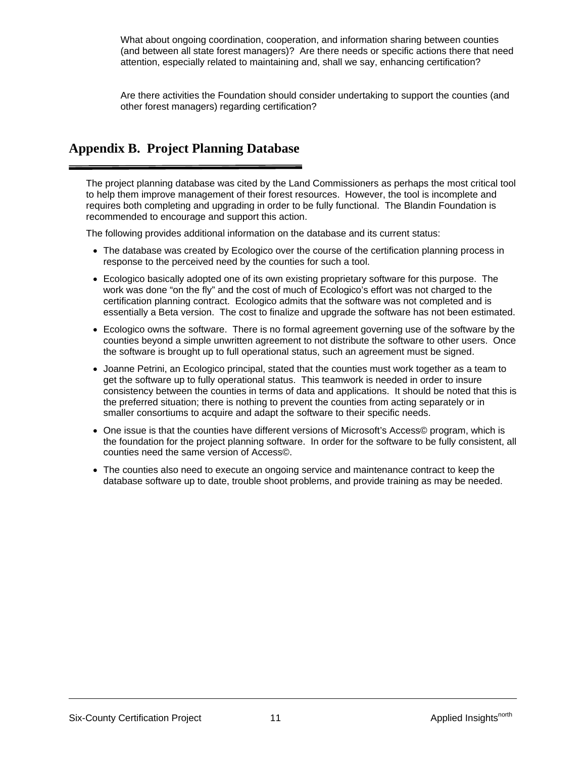What about ongoing coordination, cooperation, and information sharing between counties (and between all state forest managers)? Are there needs or specific actions there that need attention, especially related to maintaining and, shall we say, enhancing certification?

Are there activities the Foundation should consider undertaking to support the counties (and other forest managers) regarding certification?

## Appendix B. Project Planning Database

The project planning database was cited by the Land Commissioners as perhaps the most critical tool to help them improve management of their forest resources. However, the tool is incomplete and requires both completing and upgrading in order to be fully functional. The Blandin Foundation is recommended to encourage and support this action.

The following provides additional information on the database and its current status:

- The database was created by Ecologico over the course of the certification planning process in response to the perceived need by the counties for such a tool.
- Ecologico basically adopted one of its own existing proprietary software for this purpose. The work was done "on the fly" and the cost of much of Ecologico's effort was not charged to the certification planning contract. Ecologico admits that the software was not completed and is essentially a Beta version. The cost to finalize and upgrade the software has not been estimated.
- Ecologico owns the software. There is no formal agreement governing use of the software by the counties beyond a simple unwritten agreement to not distribute the software to other users. Once the software is brought up to full operational status, such an agreement must be signed.
- Joanne Petrini, an Ecologico principal, stated that the counties must work together as a team to get the software up to fully operational status. This teamwork is needed in order to insure consistency between the counties in terms of data and applications. It should be noted that this is the preferred situation; there is nothing to prevent the counties from acting separately or in smaller consortiums to acquire and adapt the software to their specific needs.
- One issue is that the counties have different versions of Microsoft's Access© program, which is the foundation for the project planning software. In order for the software to be fully consistent, all counties need the same version of Access©.
- The counties also need to execute an ongoing service and maintenance contract to keep the database software up to date, trouble shoot problems, and provide training as may be needed.